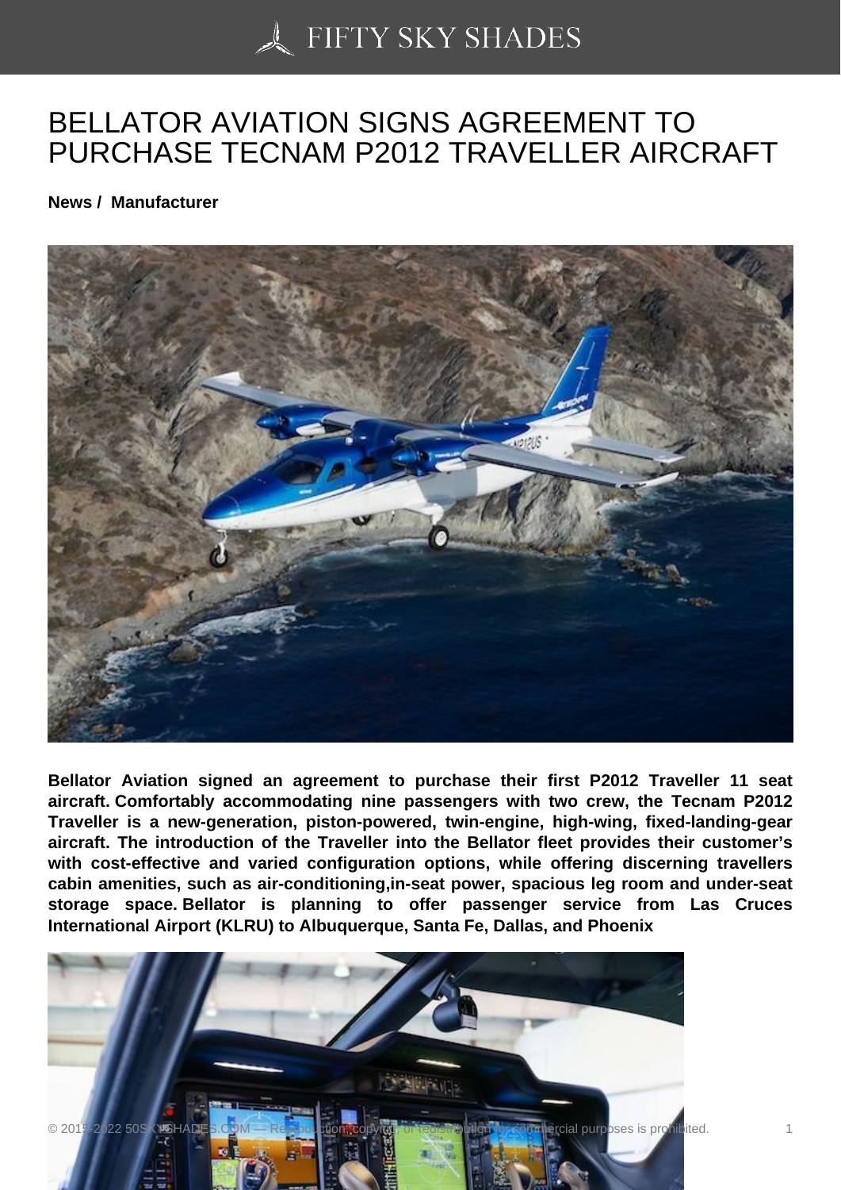# BELLATOR AVIATION SIGNS AGREEMENT TO PURCHASE TECNAM P2012 TRAVELLER AIRCRAFT

**News / Manufacturer**

**Bellator Aviation signed an agreement to purchase their first P2012 Traveller 11 seat aircraft. Comfortably accommodating nine passengers with two crew, the Tecnam P2012 Traveller is a new-generation, piston-powered, twin-engine, high-wing, fixed-landing-gear aircraft. The introduction of the Traveller into the Bellator fleet provides their customer's with cost-effective and varied configuration options, while offering discerning travellers cabin amenities, such as air-conditioning,in-seat power, spacious leg room and under-seat storage space. Bellator is planning to offer passenger service from Las Cruces International Airport (KLRU) to Albuquerque, Santa Fe, Dallas, and Phoenix**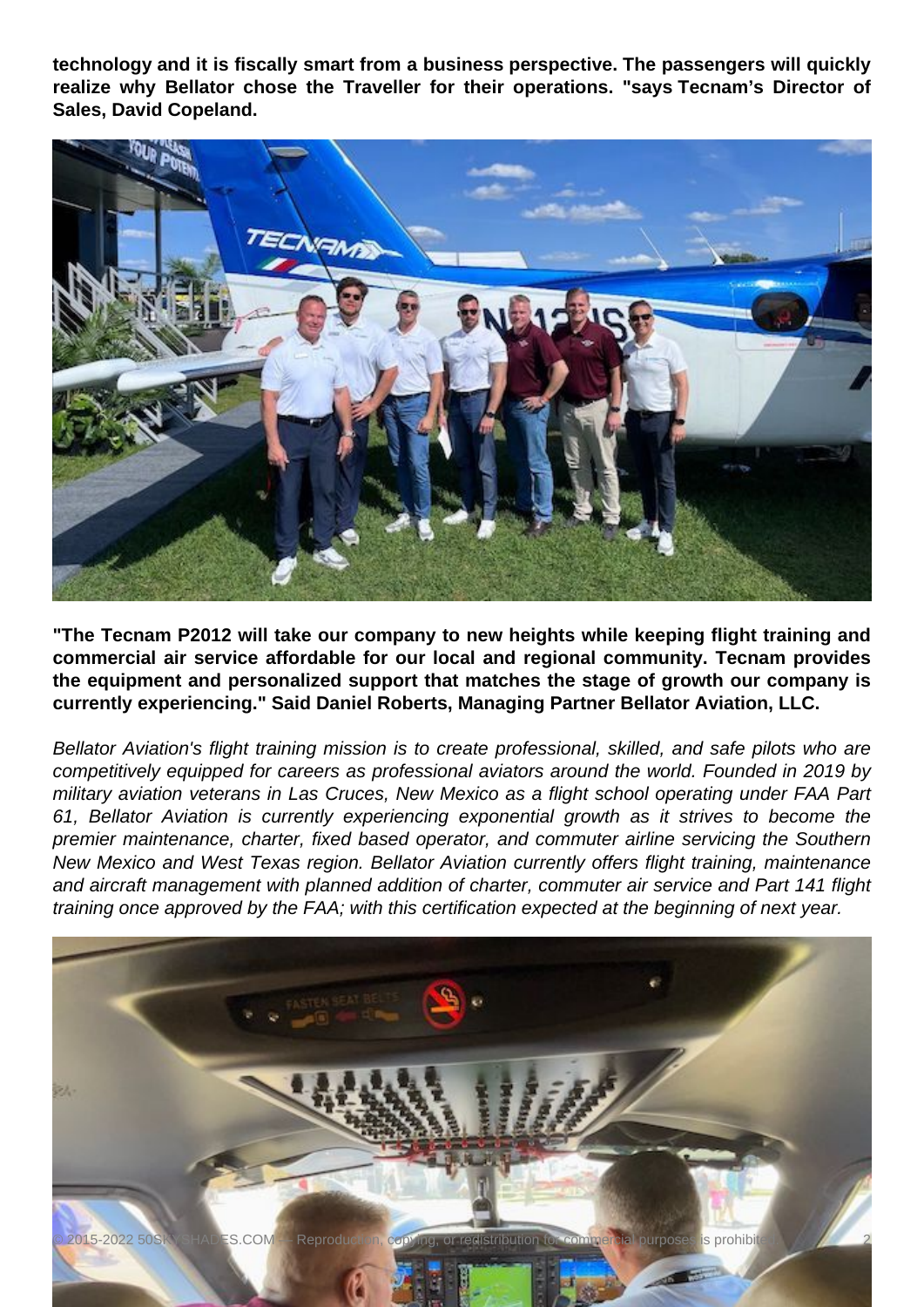**technology and it is fiscally smart from a business perspective. The passengers will quickly realize why Bellator chose the Traveller for their operations. "says Tecnam's Director of Sales, David Copeland.**

**"The Tecnam P2012 will take our company to new heights while keeping flight training and commercial air service affordable for our local and regional community. Tecnam provides the equipment and personalized support that matches the stage of growth our company is currently experiencing." Said Daniel Roberts, Managing Partner Bellator Aviation, LLC.**

*Bellator Aviation's flight training mission is to create professional, skilled, and safe pilots who are competitively equipped for careers as professional aviators around the world. Founded in 2019 by military aviation veterans in Las Cruces, New Mexico as a flight school operating under FAA Part 61, Bellator Aviation is currently experiencing exponential growth as it strives to become the premier maintenance, charter, fixed based operator, and commuter airline servicing the Southern New Mexico and West Texas region. Bellator Aviation currently offers flight training, maintenance and aircraft management with planned addition of charter, commuter air service and Part 141 flight training once approved by the FAA; with this certification expected at the beginning of next year.*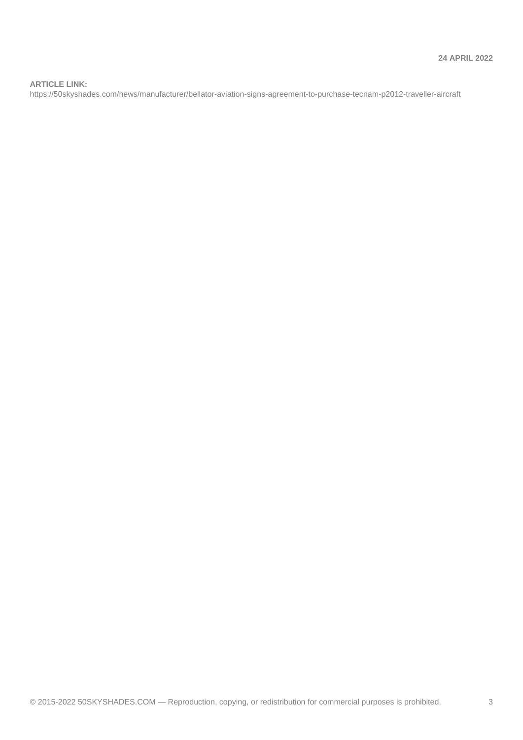24 APRIL 2022

**ARTICLE LINK:**
https://50skyshades.com/news/manufacturer/bellator-aviation-signs-agreement-to-purchase-tecnam-p2012-traveller-aircraft